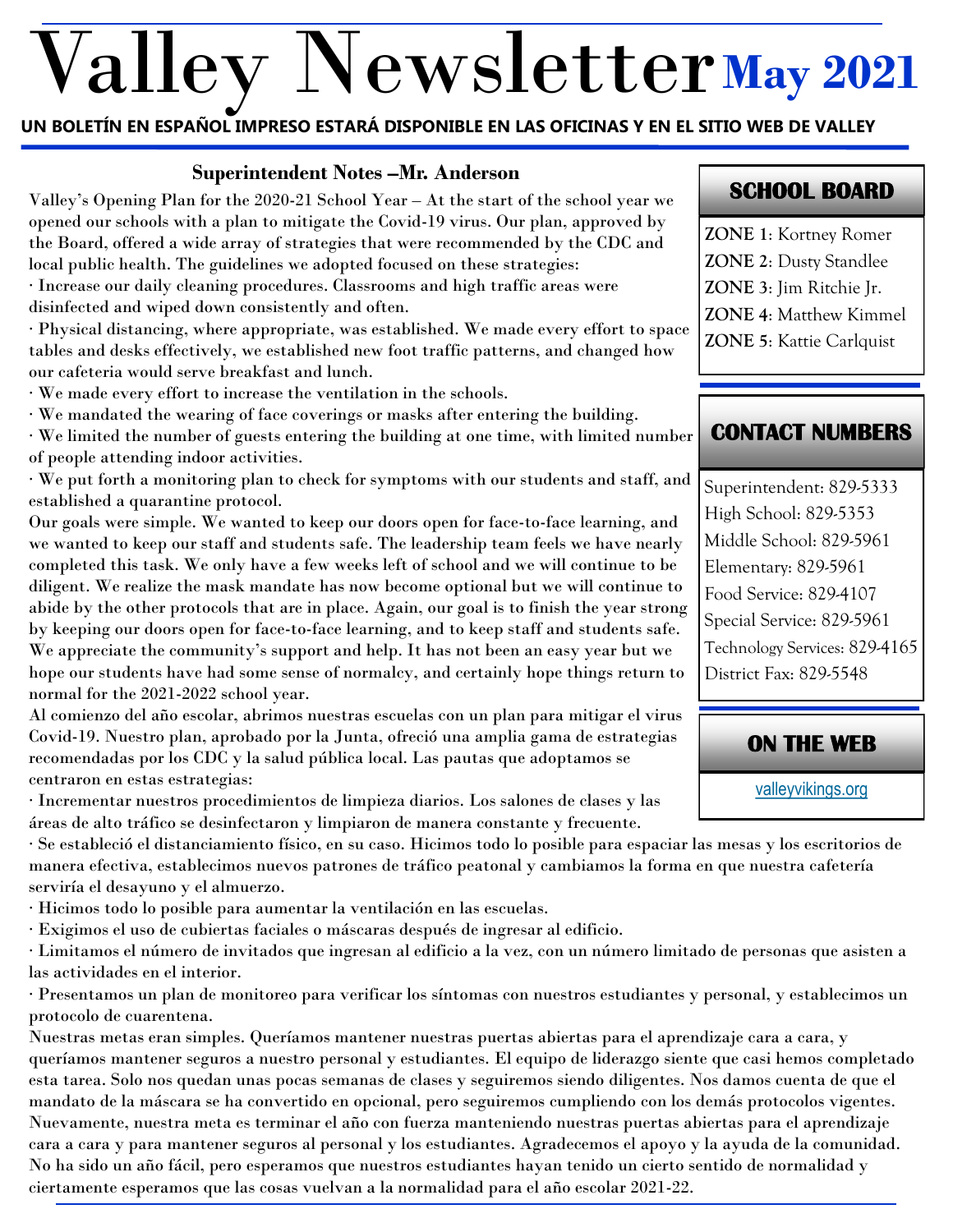# Valley Newsletter May 2021

**UN BOLETÍN EN ESPAÑOL IMPRESO ESTARÁ DISPONIBLE EN LAS OFICINAS Y EN EL SITIO WEB DE VALLEY**

## Superintendent Notes –Mr. Anderson

Valley's Opening Plan for the 2020-21 School Year – At the start of the school year we opened our schools with a plan to mitigate the Covid-19 virus. Our plan, approved by the Board, offered a wide array of strategies that were recommended by the CDC and local public health. The guidelines we adopted focused on these strategies:

· Increase our daily cleaning procedures. Classrooms and high traffic areas were disinfected and wiped down consistently and often.

· Physical distancing, where appropriate, was established. We made every effort to space tables and desks effectively, we established new foot traffic patterns, and changed how our cafeteria would serve breakfast and lunch.

· We made every effort to increase the ventilation in the schools.

· We mandated the wearing of face coverings or masks after entering the building.

· We limited the number of guests entering the building at one time, with limited number of people attending indoor activities.

· We put forth a monitoring plan to check for symptoms with our students and staff, and established a quarantine protocol.

Our goals were simple. We wanted to keep our doors open for face-to-face learning, and we wanted to keep our staff and students safe. The leadership team feels we have nearly completed this task. We only have a few weeks left of school and we will continue to be diligent. We realize the mask mandate has now become optional but we will continue to abide by the other protocols that are in place. Again, our goal is to finish the year strong by keeping our doors open for face-to-face learning, and to keep staff and students safe. We appreciate the community's support and help. It has not been an easy year but we hope our students have had some sense of normalcy, and certainly hope things return to normal for the 2021-2022 school year.

Al comienzo del año escolar, abrimos nuestras escuelas con un plan para mitigar el virus Covid-19. Nuestro plan, aprobado por la Junta, ofreció una amplia gama de estrategias recomendadas por los CDC y la salud pública local. Las pautas que adoptamos se centraron en estas estrategias:

· Incrementar nuestros procedimientos de limpieza diarios. Los salones de clases y las áreas de alto tráfico se desinfectaron y limpiaron de manera constante y frecuente.

· Se estableció el distanciamiento físico, en su caso. Hicimos todo lo posible para espaciar las mesas y los escritorios de manera efectiva, establecimos nuevos patrones de tráfico peatonal y cambiamos la forma en que nuestra cafetería serviría el desayuno y el almuerzo.

· Hicimos todo lo posible para aumentar la ventilación en las escuelas.

· Exigimos el uso de cubiertas faciales o máscaras después de ingresar al edificio.

· Limitamos el número de invitados que ingresan al edificio a la vez, con un número limitado de personas que asisten a las actividades en el interior.

· Presentamos un plan de monitoreo para verificar los síntomas con nuestros estudiantes y personal, y establecimos un protocolo de cuarentena.

Nuestras metas eran simples. Queríamos mantener nuestras puertas abiertas para el aprendizaje cara a cara, y queríamos mantener seguros a nuestro personal y estudiantes. El equipo de liderazgo siente que casi hemos completado esta tarea. Solo nos quedan unas pocas semanas de clases y seguiremos siendo diligentes. Nos damos cuenta de que el mandato de la máscara se ha convertido en opcional, pero seguiremos cumpliendo con los demás protocolos vigentes. Nuevamente, nuestra meta es terminar el año con fuerza manteniendo nuestras puertas abiertas para el aprendizaje cara a cara y para mantener seguros al personal y los estudiantes. Agradecemos el apoyo y la ayuda de la comunidad. No ha sido un año fácil, pero esperamos que nuestros estudiantes hayan tenido un cierto sentido de normalidad y ciertamente esperamos que las cosas vuelvan a la normalidad para el año escolar 2021-22.

## SCHOOL BOARD

**ZONE 1**: Kortney Romer
**ZONE 2**: Dusty Standlee
**ZONE 3**: Jim Ritchie Jr.
**ZONE 4**: Matthew Kimmel
**ZONE 5**: Kattie Carlquist

## CONTACT NUMBERS

Superintendent: 829-5333
High School: 829-5353
Middle School: 829-5961
Elementary: 829-5961
Food Service: 829-4107
Special Service: 829-5961
Technology Services: 829-4165
District Fax: 829-5548

## ON THE WEB

valleyvikings.org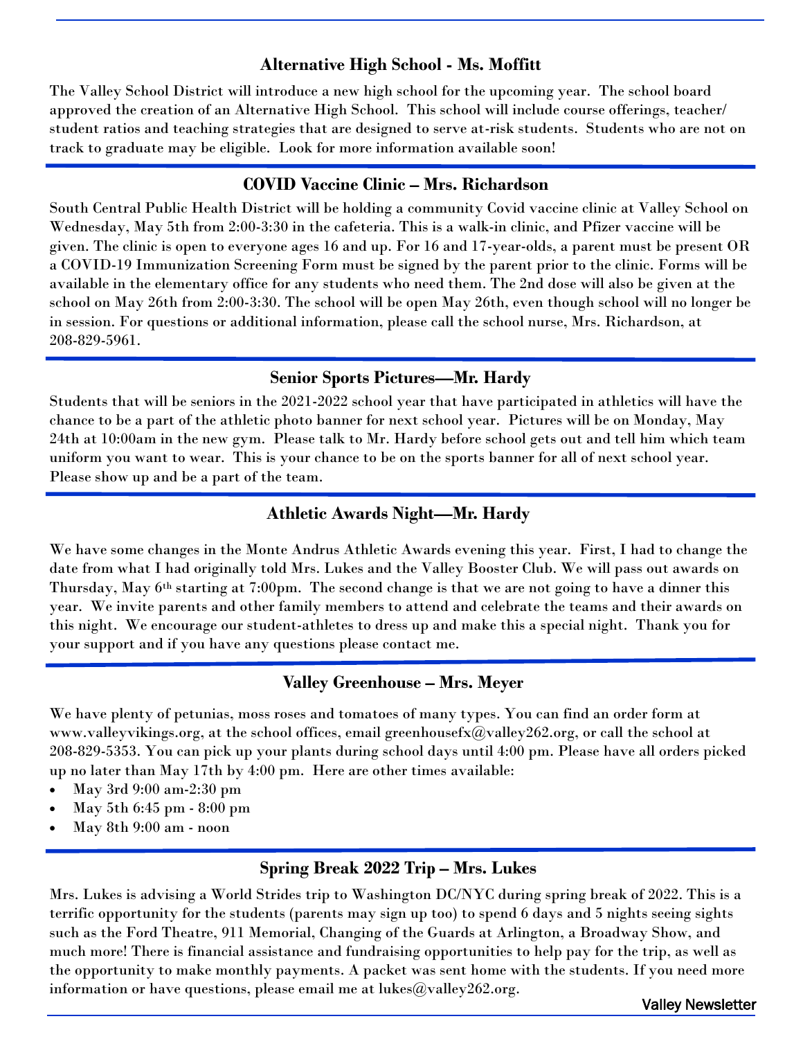## Alternative High School - Ms. Moffitt

The Valley School District will introduce a new high school for the upcoming year. The school board approved the creation of an Alternative High School. This school will include course offerings, teacher/student ratios and teaching strategies that are designed to serve at-risk students. Students who are not on track to graduate may be eligible. Look for more information available soon!

## COVID Vaccine Clinic – Mrs. Richardson

South Central Public Health District will be holding a community Covid vaccine clinic at Valley School on Wednesday, May 5th from 2:00-3:30 in the cafeteria. This is a walk-in clinic, and Pfizer vaccine will be given. The clinic is open to everyone ages 16 and up. For 16 and 17-year-olds, a parent must be present OR a COVID-19 Immunization Screening Form must be signed by the parent prior to the clinic. Forms will be available in the elementary office for any students who need them. The 2nd dose will also be given at the school on May 26th from 2:00-3:30. The school will be open May 26th, even though school will no longer be in session. For questions or additional information, please call the school nurse, Mrs. Richardson, at 208-829-5961.

## Senior Sports Pictures—Mr. Hardy

Students that will be seniors in the 2021-2022 school year that have participated in athletics will have the chance to be a part of the athletic photo banner for next school year. Pictures will be on Monday, May 24th at 10:00am in the new gym. Please talk to Mr. Hardy before school gets out and tell him which team uniform you want to wear. This is your chance to be on the sports banner for all of next school year. Please show up and be a part of the team.

## Athletic Awards Night—Mr. Hardy

We have some changes in the Monte Andrus Athletic Awards evening this year. First, I had to change the date from what I had originally told Mrs. Lukes and the Valley Booster Club. We will pass out awards on Thursday, May 6th starting at 7:00pm. The second change is that we are not going to have a dinner this year. We invite parents and other family members to attend and celebrate the teams and their awards on this night. We encourage our student-athletes to dress up and make this a special night. Thank you for your support and if you have any questions please contact me.

## Valley Greenhouse – Mrs. Meyer

We have plenty of petunias, moss roses and tomatoes of many types. You can find an order form at www.valleyvikings.org, at the school offices, email greenhousefx@valley262.org, or call the school at 208-829-5353. You can pick up your plants during school days until 4:00 pm. Please have all orders picked up no later than May 17th by 4:00 pm. Here are other times available:

- May 3rd 9:00 am-2:30 pm
- May 5th 6:45 pm - 8:00 pm
- May 8th 9:00 am - noon

## Spring Break 2022 Trip – Mrs. Lukes

Mrs. Lukes is advising a World Strides trip to Washington DC/NYC during spring break of 2022. This is a terrific opportunity for the students (parents may sign up too) to spend 6 days and 5 nights seeing sights such as the Ford Theatre, 911 Memorial, Changing of the Guards at Arlington, a Broadway Show, and much more! There is financial assistance and fundraising opportunities to help pay for the trip, as well as the opportunity to make monthly payments. A packet was sent home with the students. If you need more information or have questions, please email me at lukes@valley262.org.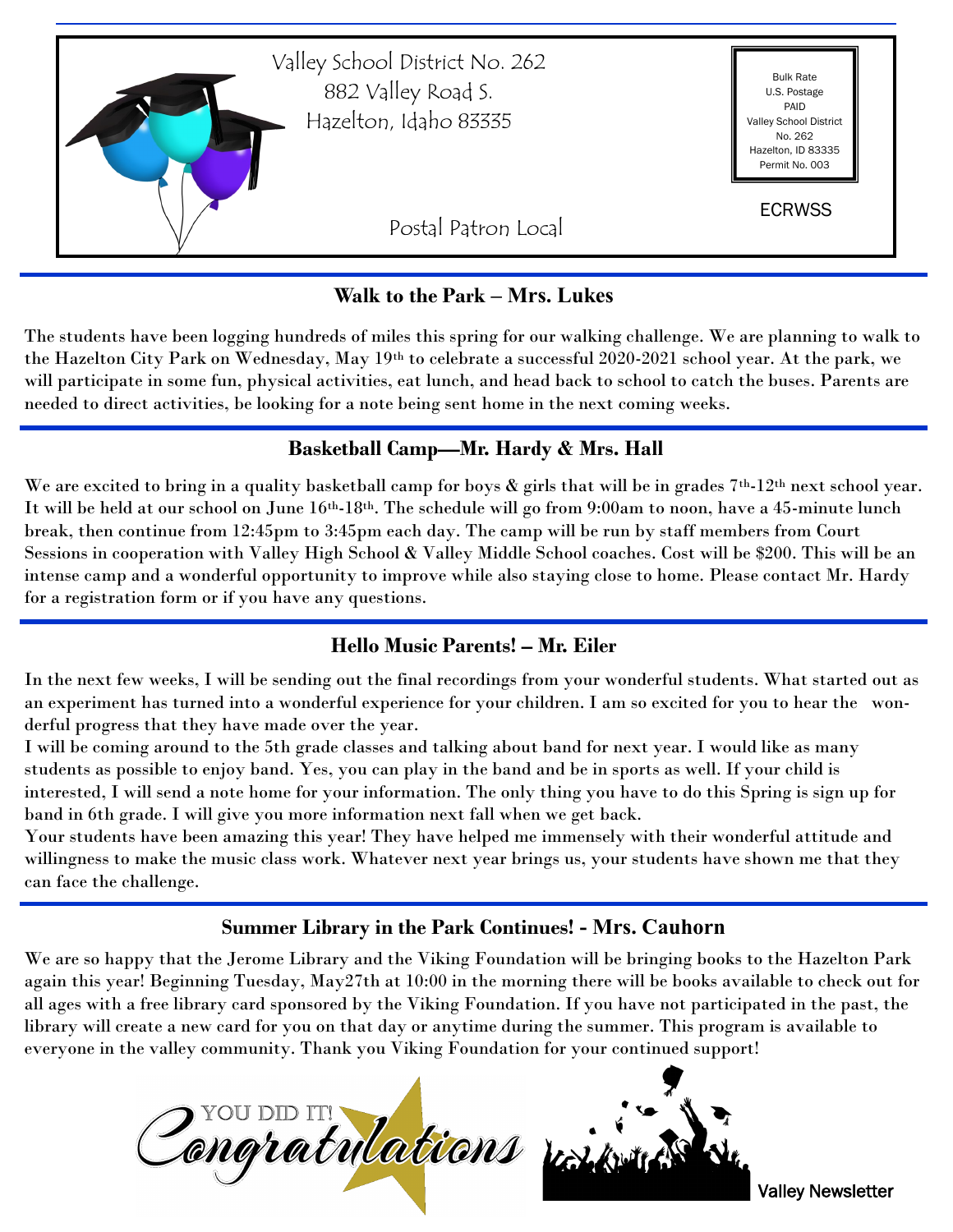Valley School District No. 262
882 Valley Road S.
Hazelton, Idaho 83335

Bulk Rate
U.S. Postage
PAID
Valley School District
No. 262
Hazelton, ID 83335
Permit No. 003

ECRWSS

Postal Patron Local

## Walk to the Park – Mrs. Lukes

The students have been logging hundreds of miles this spring for our walking challenge. We are planning to walk to the Hazelton City Park on Wednesday, May 19th to celebrate a successful 2020-2021 school year. At the park, we will participate in some fun, physical activities, eat lunch, and head back to school to catch the buses. Parents are needed to direct activities, be looking for a note being sent home in the next coming weeks.

## Basketball Camp—Mr. Hardy & Mrs. Hall

We are excited to bring in a quality basketball camp for boys & girls that will be in grades 7th-12th next school year. It will be held at our school on June 16th-18th. The schedule will go from 9:00am to noon, have a 45-minute lunch break, then continue from 12:45pm to 3:45pm each day. The camp will be run by staff members from Court Sessions in cooperation with Valley High School & Valley Middle School coaches. Cost will be $200. This will be an intense camp and a wonderful opportunity to improve while also staying close to home. Please contact Mr. Hardy for a registration form or if you have any questions.

## Hello Music Parents! – Mr. Eiler

In the next few weeks, I will be sending out the final recordings from your wonderful students. What started out as an experiment has turned into a wonderful experience for your children. I am so excited for you to hear the wonderful progress that they have made over the year.

I will be coming around to the 5th grade classes and talking about band for next year. I would like as many students as possible to enjoy band. Yes, you can play in the band and be in sports as well. If your child is interested, I will send a note home for your information. The only thing you have to do this Spring is sign up for band in 6th grade. I will give you more information next fall when we get back.

Your students have been amazing this year! They have helped me immensely with their wonderful attitude and willingness to make the music class work. Whatever next year brings us, your students have shown me that they can face the challenge.

## Summer Library in the Park Continues! - Mrs. Cauhorn

We are so happy that the Jerome Library and the Viking Foundation will be bringing books to the Hazelton Park again this year! Beginning Tuesday, May27th at 10:00 in the morning there will be books available to check out for all ages with a free library card sponsored by the Viking Foundation. If you have not participated in the past, the library will create a new card for you on that day or anytime during the summer. This program is available to everyone in the valley community. Thank you Viking Foundation for your continued support!

YOU DID IT!
Congratulations

Valley Newsletter